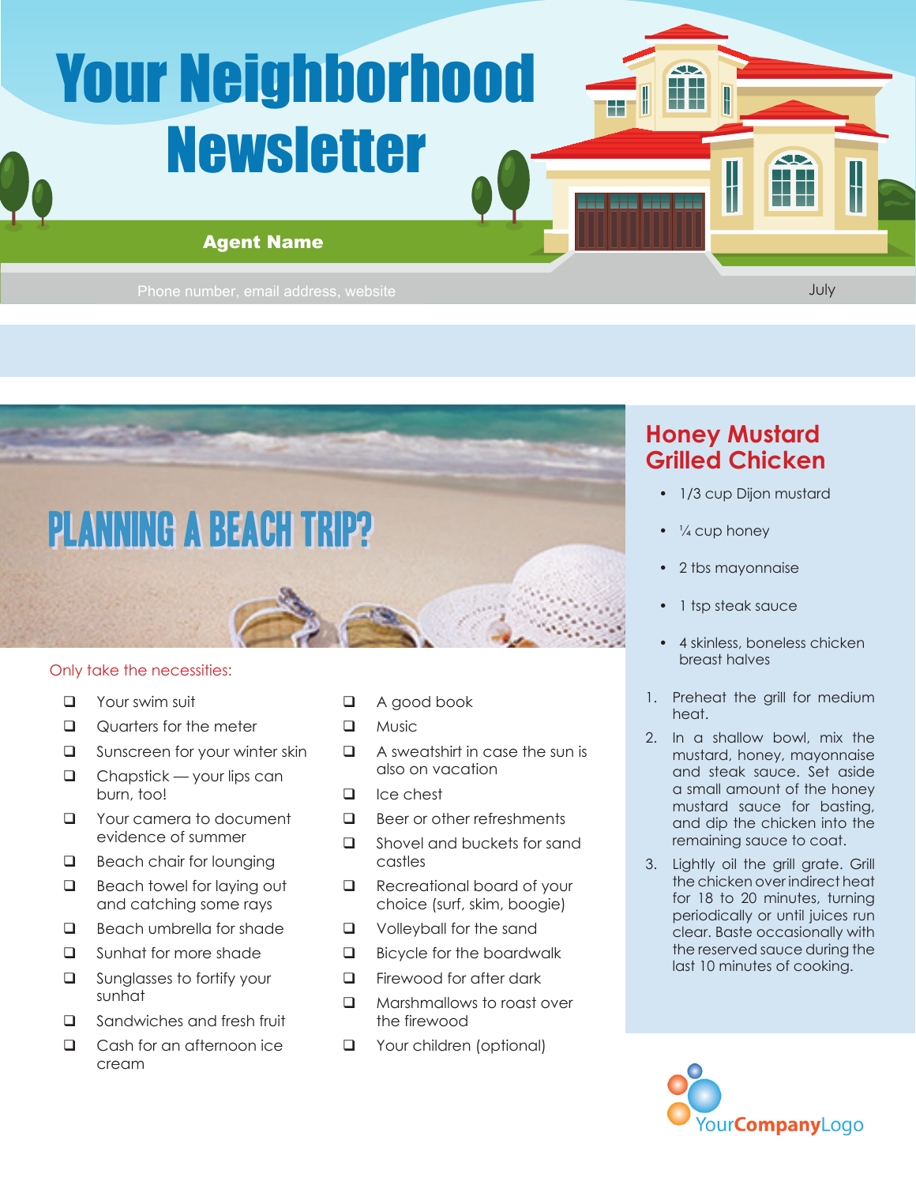# Your Neighborhood Newsletter

**Agent Name**

Phone number, email address, website

July

## PLANNING A BEACH TRIP?

Only take the necessities:

- ❑ Your swim suit
- ❑ Quarters for the meter
- ❑ Sunscreen for your winter skin
- ❑ Chapstick — your lips can burn, too!
- ❑ Your camera to document evidence of summer
- ❑ Beach chair for lounging
- ❑ Beach towel for laying out and catching some rays
- ❑ Beach umbrella for shade
- ❑ Sunhat for more shade
- ❑ Sunglasses to fortify your sunhat
- ❑ Sandwiches and fresh fruit
- ❑ Cash for an afternoon ice cream
- ❑ A good book
- ❑ Music
- ❑ A sweatshirt in case the sun is also on vacation
- ❑ Ice chest
- ❑ Beer or other refreshments
- ❑ Shovel and buckets for sand castles
- ❑ Recreational board of your choice (surf, skim, boogie)
- ❑ Volleyball for the sand
- ❑ Bicycle for the boardwalk
- ❑ Firewood for after dark
- ❑ Marshmallows to roast over the firewood
- ❑ Your children (optional)

## Honey Mustard Grilled Chicken

- 1/3 cup Dijon mustard
- ¼ cup honey
- 2 tbs mayonnaise
- 1 tsp steak sauce
- 4 skinless, boneless chicken breast halves

1. Preheat the grill for medium heat.
2. In a shallow bowl, mix the mustard, honey, mayonnaise and steak sauce. Set aside a small amount of the honey mustard sauce for basting, and dip the chicken into the remaining sauce to coat.
3. Lightly oil the grill grate. Grill the chicken over indirect heat for 18 to 20 minutes, turning periodically or until juices run clear. Baste occasionally with the reserved sauce during the last 10 minutes of cooking.

YourCompanyLogo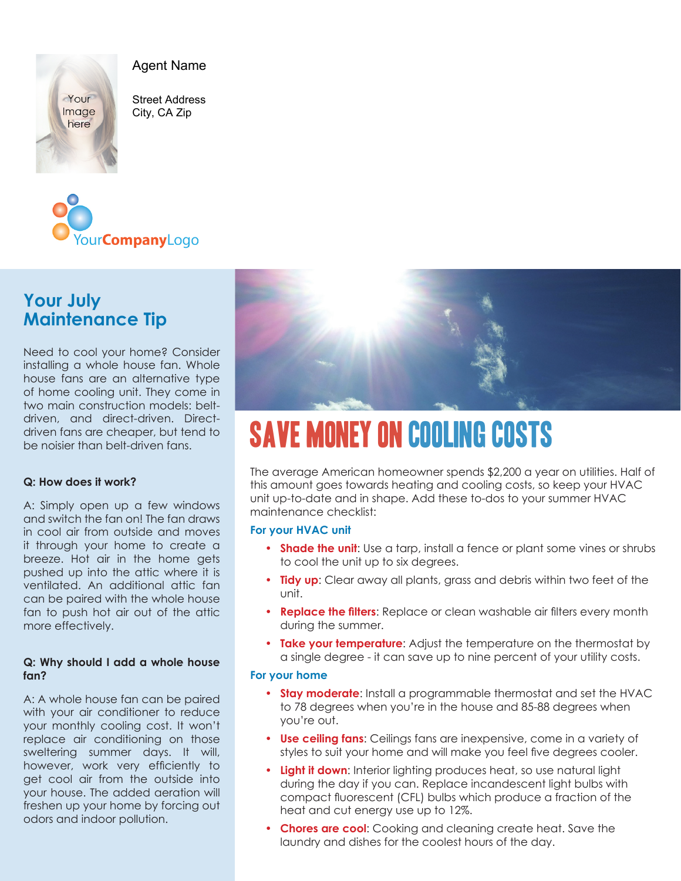Agent Name

Street Address
City, CA Zip

YourCompanyLogo

## Your July Maintenance Tip

Need to cool your home? Consider installing a whole house fan. Whole house fans are an alternative type of home cooling unit. They come in two main construction models: belt-driven, and direct-driven. Direct-driven fans are cheaper, but tend to be noisier than belt-driven fans.

**Q: How does it work?**

A: Simply open up a few windows and switch the fan on! The fan draws in cool air from outside and moves it through your home to create a breeze. Hot air in the home gets pushed up into the attic where it is ventilated. An additional attic fan can be paired with the whole house fan to push hot air out of the attic more effectively.

**Q: Why should I add a whole house fan?**

A: A whole house fan can be paired with your air conditioner to reduce your monthly cooling cost. It won't replace air conditioning on those sweltering summer days. It will, however, work very efficiently to get cool air from the outside into your house. The added aeration will freshen up your home by forcing out odors and indoor pollution.

# SAVE MONEY ON COOLING COSTS

The average American homeowner spends $2,200 a year on utilities. Half of this amount goes towards heating and cooling costs, so keep your HVAC unit up-to-date and in shape. Add these to-dos to your summer HVAC maintenance checklist:

### For your HVAC unit

- **Shade the unit**: Use a tarp, install a fence or plant some vines or shrubs to cool the unit up to six degrees.
- **Tidy up**: Clear away all plants, grass and debris within two feet of the unit.
- **Replace the filters**: Replace or clean washable air filters every month during the summer.
- **Take your temperature**: Adjust the temperature on the thermostat by a single degree - it can save up to nine percent of your utility costs.

### For your home

- **Stay moderate**: Install a programmable thermostat and set the HVAC to 78 degrees when you're in the house and 85-88 degrees when you're out.
- **Use ceiling fans**: Ceilings fans are inexpensive, come in a variety of styles to suit your home and will make you feel five degrees cooler.
- **Light it down**: Interior lighting produces heat, so use natural light during the day if you can. Replace incandescent light bulbs with compact fluorescent (CFL) bulbs which produce a fraction of the heat and cut energy use up to 12%.
- **Chores are cool**: Cooking and cleaning create heat. Save the laundry and dishes for the coolest hours of the day.